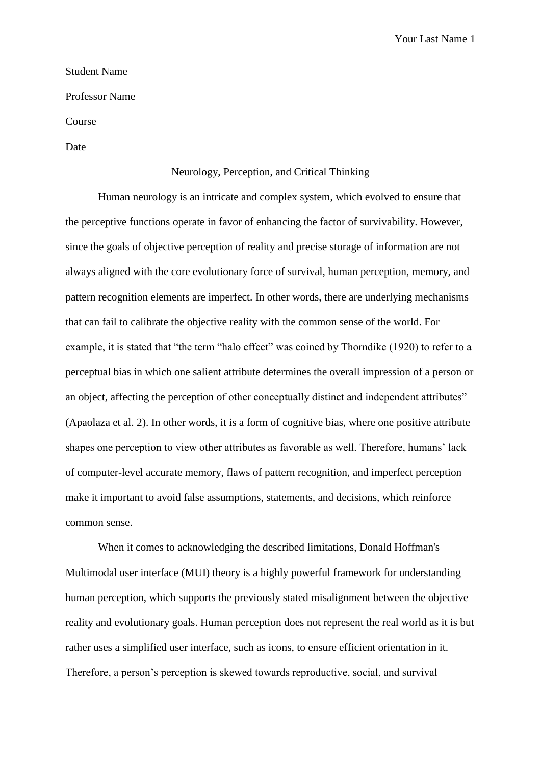Student Name

Professor Name

Course

Date

# Neurology, Perception, and Critical Thinking

Human neurology is an intricate and complex system, which evolved to ensure that the perceptive functions operate in favor of enhancing the factor of survivability. However, since the goals of objective perception of reality and precise storage of information are not always aligned with the core evolutionary force of survival, human perception, memory, and pattern recognition elements are imperfect. In other words, there are underlying mechanisms that can fail to calibrate the objective reality with the common sense of the world. For example, it is stated that "the term "halo effect" was coined by Thorndike (1920) to refer to a perceptual bias in which one salient attribute determines the overall impression of a person or an object, affecting the perception of other conceptually distinct and independent attributes" (Apaolaza et al. 2). In other words, it is a form of cognitive bias, where one positive attribute shapes one perception to view other attributes as favorable as well. Therefore, humans' lack of computer-level accurate memory, flaws of pattern recognition, and imperfect perception make it important to avoid false assumptions, statements, and decisions, which reinforce common sense.

When it comes to acknowledging the described limitations, Donald Hoffman's Multimodal user interface (MUI) theory is a highly powerful framework for understanding human perception, which supports the previously stated misalignment between the objective reality and evolutionary goals. Human perception does not represent the real world as it is but rather uses a simplified user interface, such as icons, to ensure efficient orientation in it. Therefore, a person's perception is skewed towards reproductive, social, and survival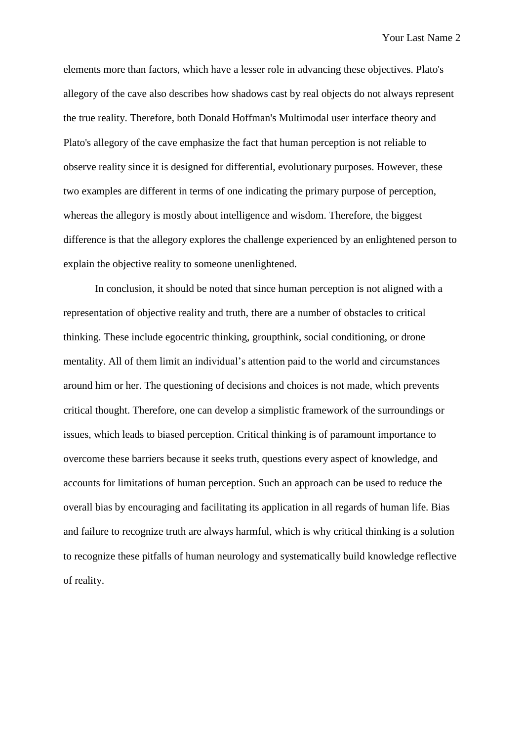elements more than factors, which have a lesser role in advancing these objectives. Plato's allegory of the cave also describes how shadows cast by real objects do not always represent the true reality. Therefore, both Donald Hoffman's Multimodal user interface theory and Plato's allegory of the cave emphasize the fact that human perception is not reliable to observe reality since it is designed for differential, evolutionary purposes. However, these two examples are different in terms of one indicating the primary purpose of perception, whereas the allegory is mostly about intelligence and wisdom. Therefore, the biggest difference is that the allegory explores the challenge experienced by an enlightened person to explain the objective reality to someone unenlightened.

In conclusion, it should be noted that since human perception is not aligned with a representation of objective reality and truth, there are a number of obstacles to critical thinking. These include egocentric thinking, groupthink, social conditioning, or drone mentality. All of them limit an individual's attention paid to the world and circumstances around him or her. The questioning of decisions and choices is not made, which prevents critical thought. Therefore, one can develop a simplistic framework of the surroundings or issues, which leads to biased perception. Critical thinking is of paramount importance to overcome these barriers because it seeks truth, questions every aspect of knowledge, and accounts for limitations of human perception. Such an approach can be used to reduce the overall bias by encouraging and facilitating its application in all regards of human life. Bias and failure to recognize truth are always harmful, which is why critical thinking is a solution to recognize these pitfalls of human neurology and systematically build knowledge reflective of reality.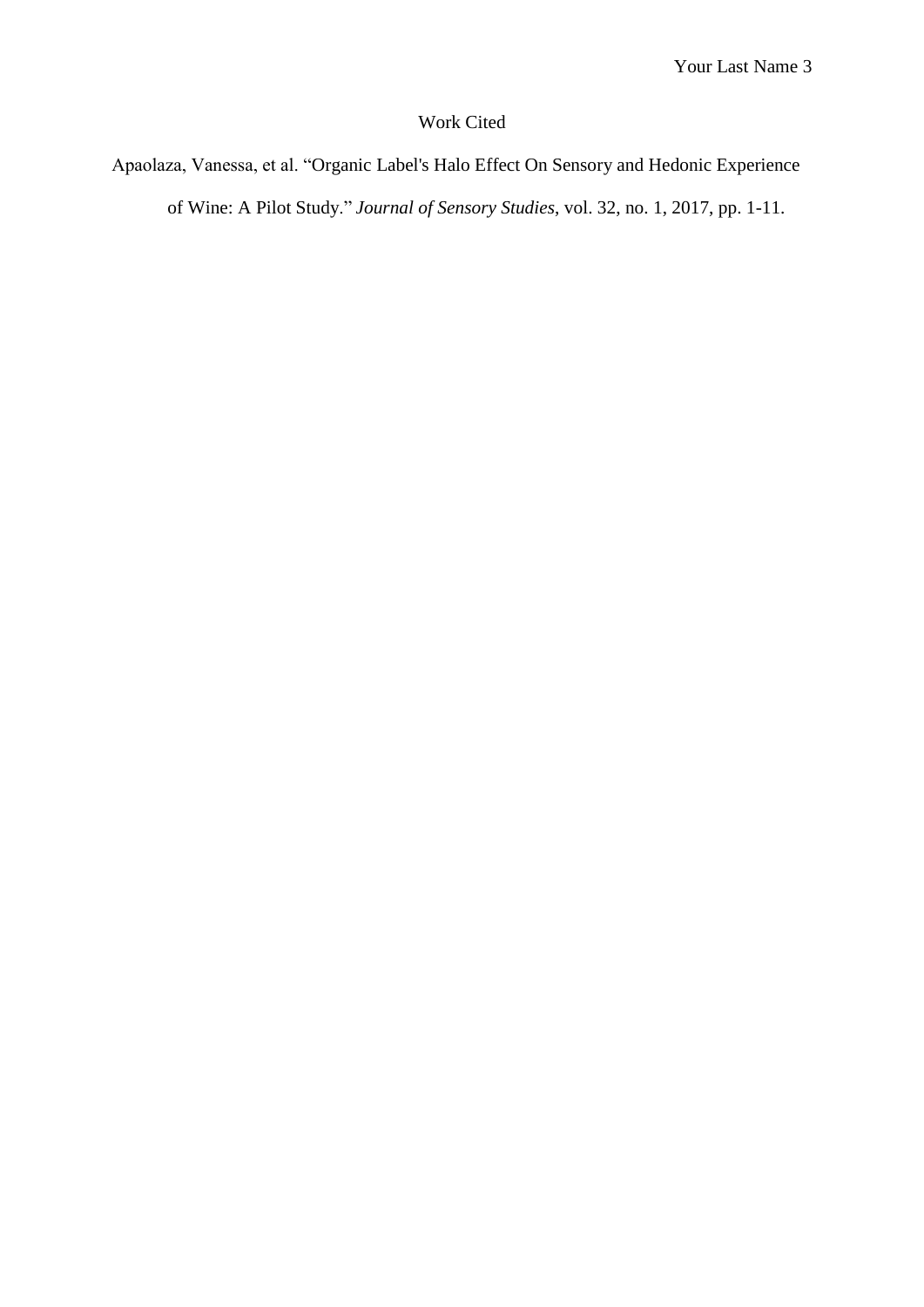# Work Cited

Apaolaza, Vanessa, et al. "Organic Label's Halo Effect On Sensory and Hedonic Experience of Wine: A Pilot Study." *Journal of Sensory Studies*, vol. 32, no. 1, 2017, pp. 1-11.